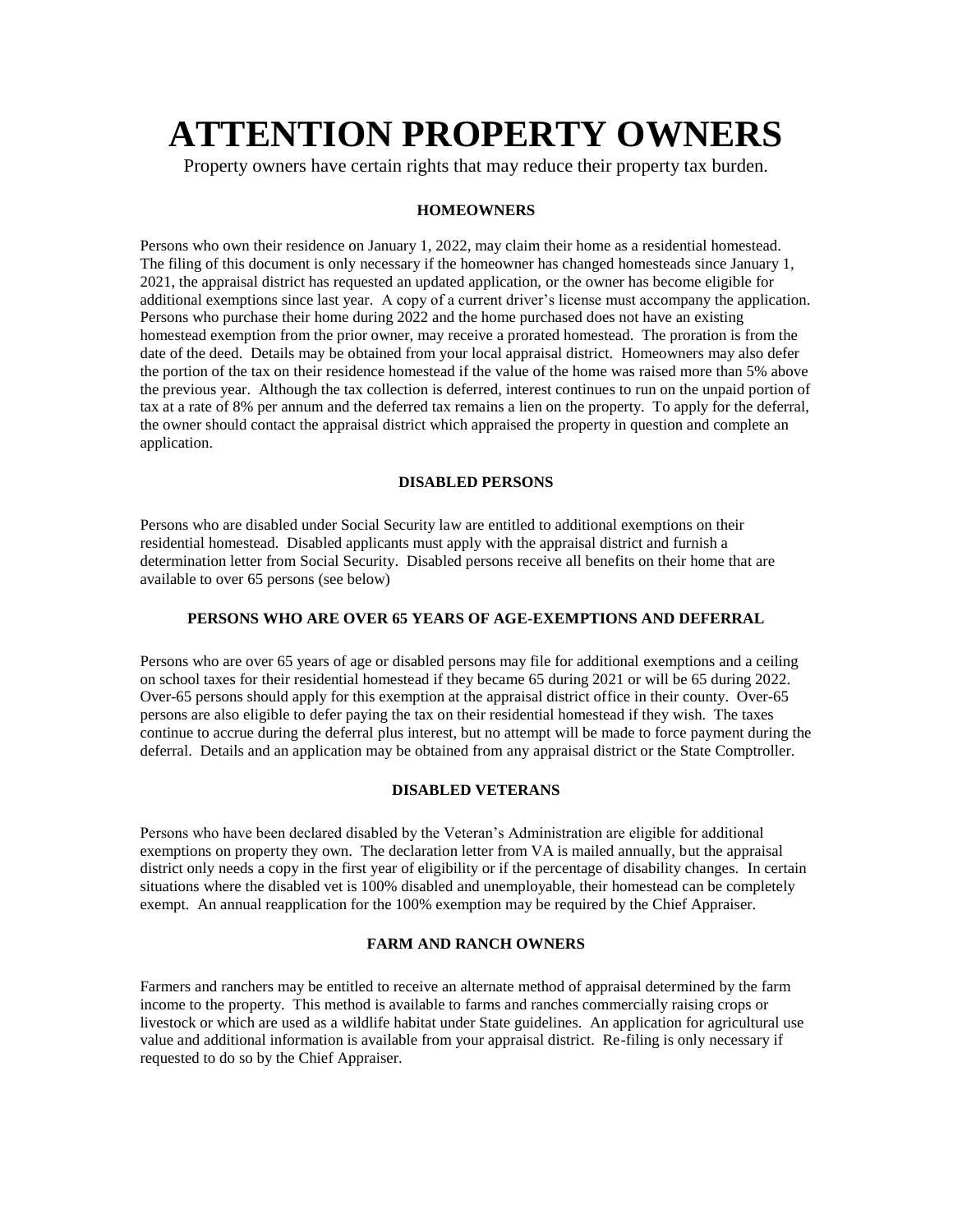# ATTENTION PROPERTY OWNERS

Property owners have certain rights that may reduce their property tax burden.

### HOMEOWNERS

Persons who own their residence on January 1, 2022, may claim their home as a residential homestead. The filing of this document is only necessary if the homeowner has changed homesteads since January 1, 2021, the appraisal district has requested an updated application, or the owner has become eligible for additional exemptions since last year. A copy of a current driver's license must accompany the application. Persons who purchase their home during 2022 and the home purchased does not have an existing homestead exemption from the prior owner, may receive a prorated homestead. The proration is from the date of the deed. Details may be obtained from your local appraisal district. Homeowners may also defer the portion of the tax on their residence homestead if the value of the home was raised more than 5% above the previous year. Although the tax collection is deferred, interest continues to run on the unpaid portion of tax at a rate of 8% per annum and the deferred tax remains a lien on the property. To apply for the deferral, the owner should contact the appraisal district which appraised the property in question and complete an application.

### DISABLED PERSONS

Persons who are disabled under Social Security law are entitled to additional exemptions on their residential homestead. Disabled applicants must apply with the appraisal district and furnish a determination letter from Social Security. Disabled persons receive all benefits on their home that are available to over 65 persons (see below)

### PERSONS WHO ARE OVER 65 YEARS OF AGE-EXEMPTIONS AND DEFERRAL

Persons who are over 65 years of age or disabled persons may file for additional exemptions and a ceiling on school taxes for their residential homestead if they became 65 during 2021 or will be 65 during 2022. Over-65 persons should apply for this exemption at the appraisal district office in their county. Over-65 persons are also eligible to defer paying the tax on their residential homestead if they wish. The taxes continue to accrue during the deferral plus interest, but no attempt will be made to force payment during the deferral. Details and an application may be obtained from any appraisal district or the State Comptroller.

### DISABLED VETERANS

Persons who have been declared disabled by the Veteran's Administration are eligible for additional exemptions on property they own. The declaration letter from VA is mailed annually, but the appraisal district only needs a copy in the first year of eligibility or if the percentage of disability changes. In certain situations where the disabled vet is 100% disabled and unemployable, their homestead can be completely exempt. An annual reapplication for the 100% exemption may be required by the Chief Appraiser.

### FARM AND RANCH OWNERS

Farmers and ranchers may be entitled to receive an alternate method of appraisal determined by the farm income to the property. This method is available to farms and ranches commercially raising crops or livestock or which are used as a wildlife habitat under State guidelines. An application for agricultural use value and additional information is available from your appraisal district. Re-filing is only necessary if requested to do so by the Chief Appraiser.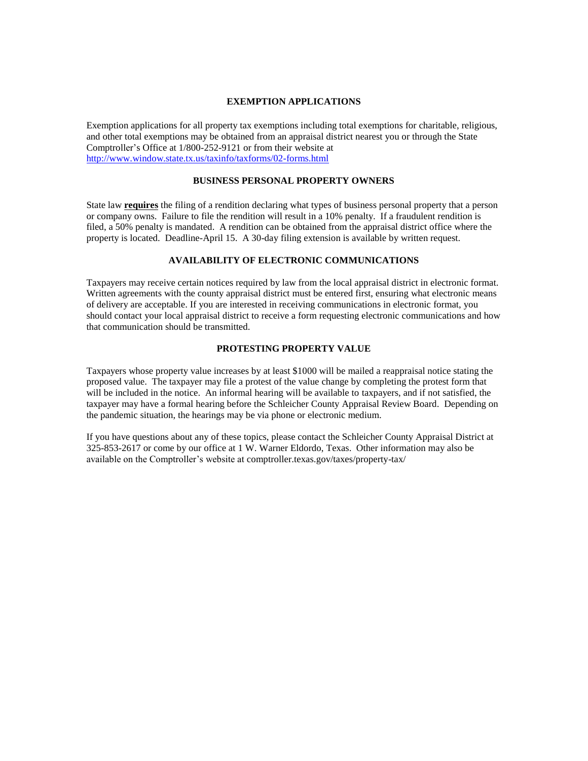## EXEMPTION APPLICATIONS

Exemption applications for all property tax exemptions including total exemptions for charitable, religious, and other total exemptions may be obtained from an appraisal district nearest you or through the State Comptroller's Office at 1/800-252-9121 or from their website at http://www.window.state.tx.us/taxinfo/taxforms/02-forms.html

## BUSINESS PERSONAL PROPERTY OWNERS

State law **requires** the filing of a rendition declaring what types of business personal property that a person or company owns. Failure to file the rendition will result in a 10% penalty. If a fraudulent rendition is filed, a 50% penalty is mandated. A rendition can be obtained from the appraisal district office where the property is located. Deadline-April 15. A 30-day filing extension is available by written request.

## AVAILABILITY OF ELECTRONIC COMMUNICATIONS

Taxpayers may receive certain notices required by law from the local appraisal district in electronic format. Written agreements with the county appraisal district must be entered first, ensuring what electronic means of delivery are acceptable. If you are interested in receiving communications in electronic format, you should contact your local appraisal district to receive a form requesting electronic communications and how that communication should be transmitted.

## PROTESTING PROPERTY VALUE

Taxpayers whose property value increases by at least $1000 will be mailed a reappraisal notice stating the proposed value. The taxpayer may file a protest of the value change by completing the protest form that will be included in the notice. An informal hearing will be available to taxpayers, and if not satisfied, the taxpayer may have a formal hearing before the Schleicher County Appraisal Review Board. Depending on the pandemic situation, the hearings may be via phone or electronic medium.

If you have questions about any of these topics, please contact the Schleicher County Appraisal District at 325-853-2617 or come by our office at 1 W. Warner Eldordo, Texas. Other information may also be available on the Comptroller's website at comptroller.texas.gov/taxes/property-tax/